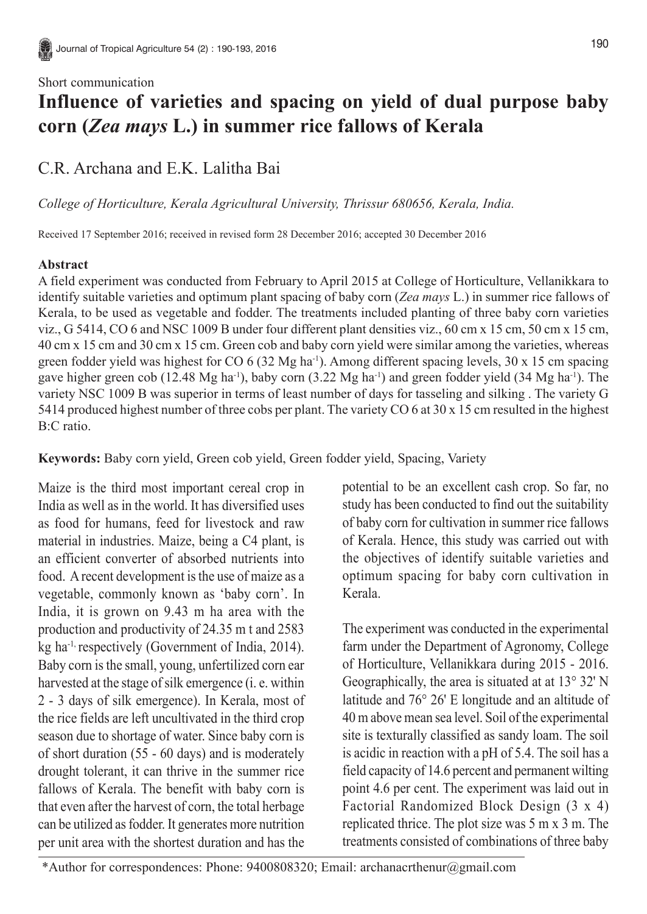Short communication

# Influence of varieties and spacing on yield of dual purpose baby corn (*Zea mays* L.) in summer rice fallows of Kerala

C.R. Archana and E.K. Lalitha Bai

*College of Horticulture, Kerala Agricultural University, Thrissur 680656, Kerala, India.*

Received 17 September 2016; received in revised form 28 December 2016; accepted 30 December 2016

## Abstract

A field experiment was conducted from February to April 2015 at College of Horticulture, Vellanikkara to identify suitable varieties and optimum plant spacing of baby corn (*Zea mays* L.) in summer rice fallows of Kerala, to be used as vegetable and fodder. The treatments included planting of three baby corn varieties viz., G 5414, CO 6 and NSC 1009 B under four different plant densities viz., 60 cm x 15 cm, 50 cm x 15 cm, 40 cm x 15 cm and 30 cm x 15 cm. Green cob and baby corn yield were similar among the varieties, whereas green fodder yield was highest for CO 6 (32 Mg ha$^{-1}$). Among different spacing levels, 30 x 15 cm spacing gave higher green cob (12.48 Mg ha$^{-1}$), baby corn (3.22 Mg ha$^{-1}$) and green fodder yield (34 Mg ha$^{-1}$). The variety NSC 1009 B was superior in terms of least number of days for tasseling and silking . The variety G 5414 produced highest number of three cobs per plant. The variety CO 6 at 30 x 15 cm resulted in the highest B:C ratio.

**Keywords:** Baby corn yield, Green cob yield, Green fodder yield, Spacing, Variety

Maize is the third most important cereal crop in India as well as in the world. It has diversified uses as food for humans, feed for livestock and raw material in industries. Maize, being a C4 plant, is an efficient converter of absorbed nutrients into food. A recent development is the use of maize as a vegetable, commonly known as 'baby corn'. In India, it is grown on 9.43 m ha area with the production and productivity of 24.35 m t and 2583 kg ha$^{-1,}$ respectively (Government of India, 2014). Baby corn is the small, young, unfertilized corn ear harvested at the stage of silk emergence (i. e. within 2 - 3 days of silk emergence). In Kerala, most of the rice fields are left uncultivated in the third crop season due to shortage of water. Since baby corn is of short duration (55 - 60 days) and is moderately drought tolerant, it can thrive in the summer rice fallows of Kerala. The benefit with baby corn is that even after the harvest of corn, the total herbage can be utilized as fodder. It generates more nutrition per unit area with the shortest duration and has the potential to be an excellent cash crop. So far, no study has been conducted to find out the suitability of baby corn for cultivation in summer rice fallows of Kerala. Hence, this study was carried out with the objectives of identify suitable varieties and optimum spacing for baby corn cultivation in Kerala.

The experiment was conducted in the experimental farm under the Department of Agronomy, College of Horticulture, Vellanikkara during 2015 - 2016. Geographically, the area is situated at at 13° 32' N latitude and 76° 26' E longitude and an altitude of 40 m above mean sea level. Soil of the experimental site is texturally classified as sandy loam. The soil is acidic in reaction with a pH of 5.4. The soil has a field capacity of 14.6 percent and permanent wilting point 4.6 per cent. The experiment was laid out in Factorial Randomized Block Design (3 x 4) replicated thrice. The plot size was 5 m x 3 m. The treatments consisted of combinations of three baby

*Author for correspondences: Phone: 9400808320; Email: archanacrthenur@gmail.com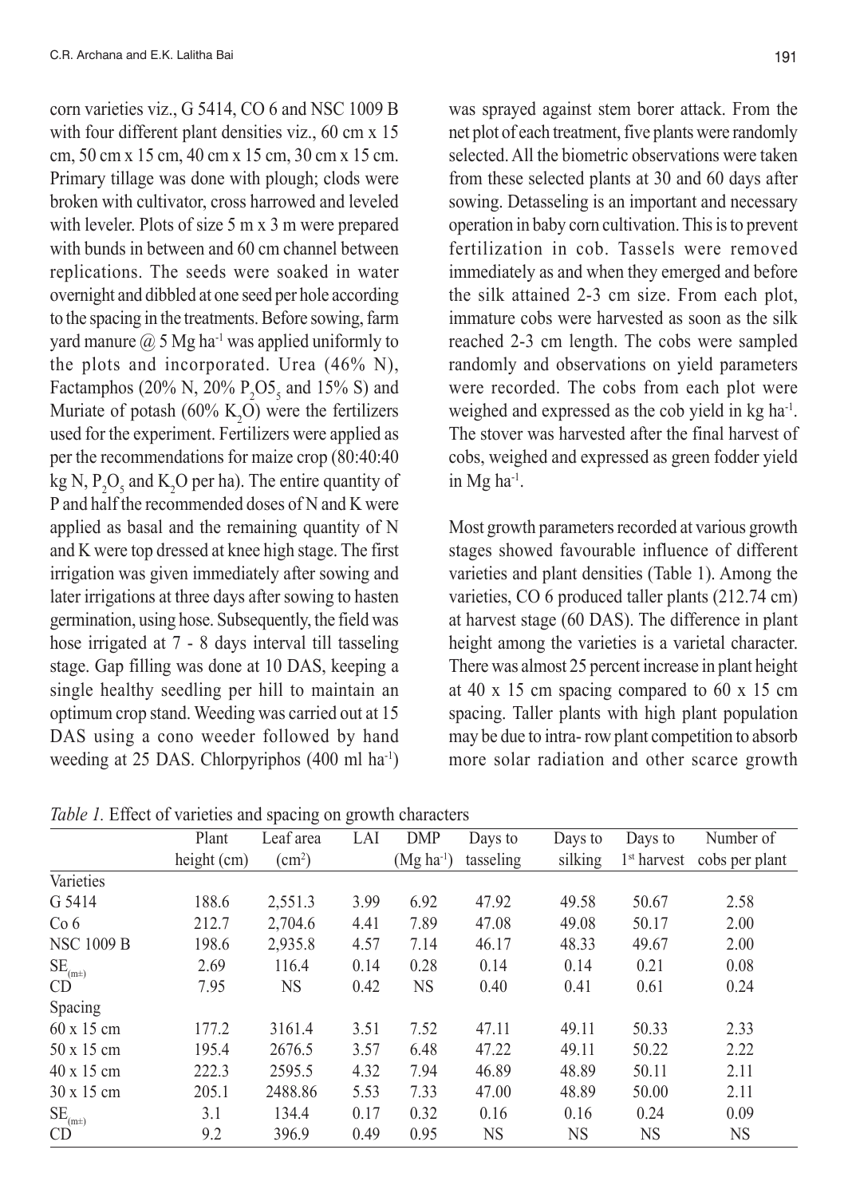corn varieties viz., G 5414, CO 6 and NSC 1009 B with four different plant densities viz., 60 cm x 15 cm, 50 cm x 15 cm, 40 cm x 15 cm, 30 cm x 15 cm. Primary tillage was done with plough; clods were broken with cultivator, cross harrowed and leveled with leveler. Plots of size 5 m x 3 m were prepared with bunds in between and 60 cm channel between replications. The seeds were soaked in water overnight and dibbled at one seed per hole according to the spacing in the treatments. Before sowing, farm yard manure @ 5 Mg ha$^{-1}$ was applied uniformly to the plots and incorporated. Urea (46% N), Factamphos (20% N, 20% $P_2O5_5$ and 15% S) and Muriate of potash (60% $K_2O$) were the fertilizers used for the experiment. Fertilizers were applied as per the recommendations for maize crop (80:40:40 kg N, $P_2O_5$ and $K_2O$ per ha). The entire quantity of P and half the recommended doses of N and K were applied as basal and the remaining quantity of N and K were top dressed at knee high stage. The first irrigation was given immediately after sowing and later irrigations at three days after sowing to hasten germination, using hose. Subsequently, the field was hose irrigated at 7 - 8 days interval till tasseling stage. Gap filling was done at 10 DAS, keeping a single healthy seedling per hill to maintain an optimum crop stand. Weeding was carried out at 15 DAS using a cono weeder followed by hand weeding at 25 DAS. Chlorpyriphos (400 ml ha$^{-1}$) was sprayed against stem borer attack. From the net plot of each treatment, five plants were randomly selected. All the biometric observations were taken from these selected plants at 30 and 60 days after sowing. Detasseling is an important and necessary operation in baby corn cultivation. This is to prevent fertilization in cob. Tassels were removed immediately as and when they emerged and before the silk attained 2-3 cm size. From each plot, immature cobs were harvested as soon as the silk reached 2-3 cm length. The cobs were sampled randomly and observations on yield parameters were recorded. The cobs from each plot were weighed and expressed as the cob yield in kg ha$^{-1}$. The stover was harvested after the final harvest of cobs, weighed and expressed as green fodder yield in Mg ha$^{-1}$.

Most growth parameters recorded at various growth stages showed favourable influence of different varieties and plant densities (Table 1). Among the varieties, CO 6 produced taller plants (212.74 cm) at harvest stage (60 DAS). The difference in plant height among the varieties is a varietal character. There was almost 25 percent increase in plant height at 40 x 15 cm spacing compared to 60 x 15 cm spacing. Taller plants with high plant population may be due to intra- row plant competition to absorb more solar radiation and other scarce growth

*Table 1.* Effect of varieties and spacing on growth characters

| | Plant height (cm) | Leaf area (cm$^2$) | LAI | DMP (Mg ha$^{-1}$) | Days to tasseling | Days to silking | Days to 1$^{st}$ harvest | Number of cobs per plant |
|---|---|---|---|---|---|---|---|---|
| Varieties | | | | | | | | |
| G 5414 | 188.6 | 2,551.3 | 3.99 | 6.92 | 47.92 | 49.58 | 50.67 | 2.58 |
| Co 6 | 212.7 | 2,704.6 | 4.41 | 7.89 | 47.08 | 49.08 | 50.17 | 2.00 |
| NSC 1009 B | 198.6 | 2,935.8 | 4.57 | 7.14 | 46.17 | 48.33 | 49.67 | 2.00 |
| $SE_{(m\pm)}$ | 2.69 | 116.4 | 0.14 | 0.28 | 0.14 | 0.14 | 0.21 | 0.08 |
| CD | 7.95 | NS | 0.42 | NS | 0.40 | 0.41 | 0.61 | 0.24 |
| Spacing | | | | | | | | |
| 60 x 15 cm | 177.2 | 3161.4 | 3.51 | 7.52 | 47.11 | 49.11 | 50.33 | 2.33 |
| 50 x 15 cm | 195.4 | 2676.5 | 3.57 | 6.48 | 47.22 | 49.11 | 50.22 | 2.22 |
| 40 x 15 cm | 222.3 | 2595.5 | 4.32 | 7.94 | 46.89 | 48.89 | 50.11 | 2.11 |
| 30 x 15 cm | 205.1 | 2488.86 | 5.53 | 7.33 | 47.00 | 48.89 | 50.00 | 2.11 |
| $SE_{(m\pm)}$ | 3.1 | 134.4 | 0.17 | 0.32 | 0.16 | 0.16 | 0.24 | 0.09 |
| CD | 9.2 | 396.9 | 0.49 | 0.95 | NS | NS | NS | NS |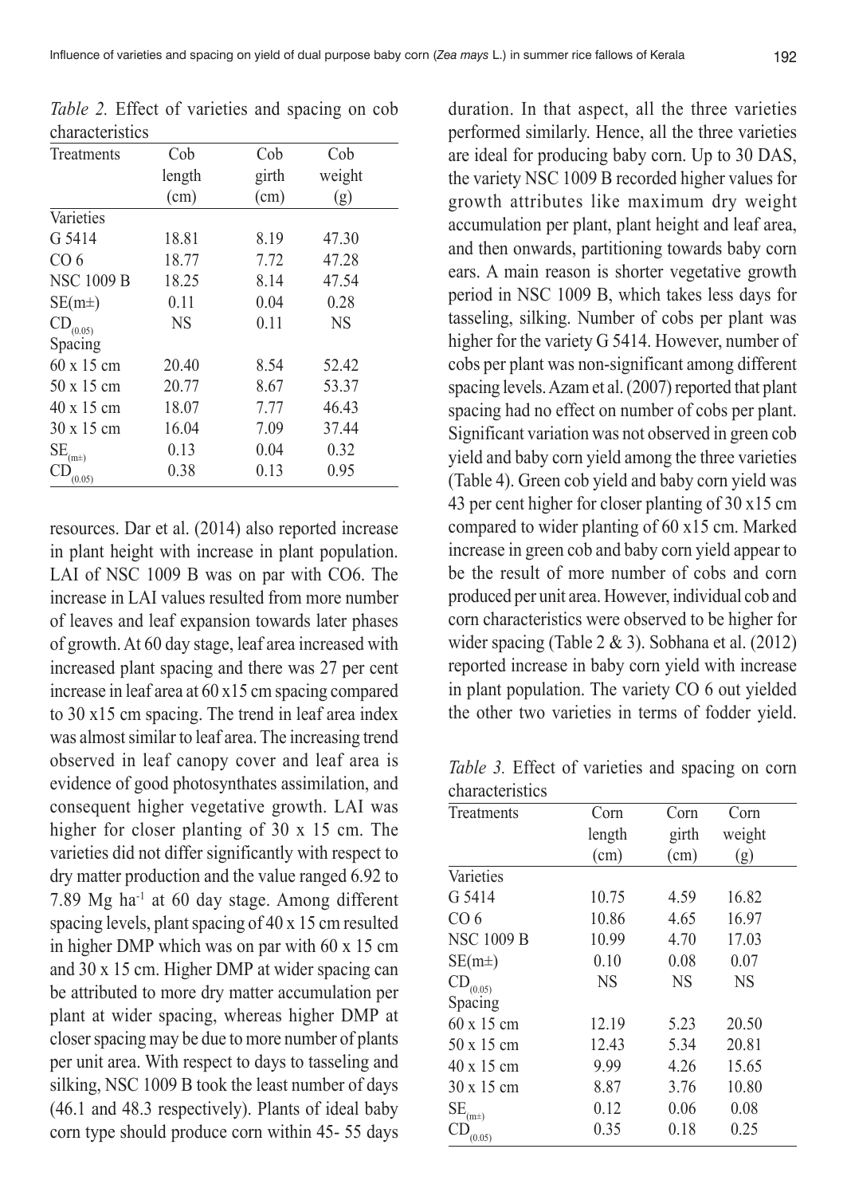*Table 2.* Effect of varieties and spacing on cob characteristics

| Treatments | Cob length (cm) | Cob girth (cm) | Cob weight (g) |
|---|---|---|---|
| Varieties | | | |
| G 5414 | 18.81 | 8.19 | 47.30 |
| CO 6 | 18.77 | 7.72 | 47.28 |
| NSC 1009 B | 18.25 | 8.14 | 47.54 |
| SE(m±) | 0.11 | 0.04 | 0.28 |
| $CD_{(0.05)}$ | NS | 0.11 | NS |
| Spacing | | | |
| 60 x 15 cm | 20.40 | 8.54 | 52.42 |
| 50 x 15 cm | 20.77 | 8.67 | 53.37 |
| 40 x 15 cm | 18.07 | 7.77 | 46.43 |
| 30 x 15 cm | 16.04 | 7.09 | 37.44 |
| $SE_{(m\pm)}$ | 0.13 | 0.04 | 0.32 |
| $CD_{(0.05)}$ | 0.38 | 0.13 | 0.95 |

resources. Dar et al. (2014) also reported increase in plant height with increase in plant population. LAI of NSC 1009 B was on par with CO6. The increase in LAI values resulted from more number of leaves and leaf expansion towards later phases of growth. At 60 day stage, leaf area increased with increased plant spacing and there was 27 per cent increase in leaf area at 60 x15 cm spacing compared to 30 x15 cm spacing. The trend in leaf area index was almost similar to leaf area. The increasing trend observed in leaf canopy cover and leaf area is evidence of good photosynthates assimilation, and consequent higher vegetative growth. LAI was higher for closer planting of 30 x 15 cm. The varieties did not differ significantly with respect to dry matter production and the value ranged 6.92 to 7.89 Mg ha$^{-1}$ at 60 day stage. Among different spacing levels, plant spacing of 40 x 15 cm resulted in higher DMP which was on par with 60 x 15 cm and 30 x 15 cm. Higher DMP at wider spacing can be attributed to more dry matter accumulation per plant at wider spacing, whereas higher DMP at closer spacing may be due to more number of plants per unit area. With respect to days to tasseling and silking, NSC 1009 B took the least number of days (46.1 and 48.3 respectively). Plants of ideal baby corn type should produce corn within 45- 55 days duration. In that aspect, all the three varieties performed similarly. Hence, all the three varieties are ideal for producing baby corn. Up to 30 DAS, the variety NSC 1009 B recorded higher values for growth attributes like maximum dry weight accumulation per plant, plant height and leaf area, and then onwards, partitioning towards baby corn ears. A main reason is shorter vegetative growth period in NSC 1009 B, which takes less days for tasseling, silking. Number of cobs per plant was higher for the variety G 5414. However, number of cobs per plant was non-significant among different spacing levels. Azam et al. (2007) reported that plant spacing had no effect on number of cobs per plant. Significant variation was not observed in green cob yield and baby corn yield among the three varieties (Table 4). Green cob yield and baby corn yield was 43 per cent higher for closer planting of 30 x15 cm compared to wider planting of 60 x15 cm. Marked increase in green cob and baby corn yield appear to be the result of more number of cobs and corn produced per unit area. However, individual cob and corn characteristics were observed to be higher for wider spacing (Table 2 & 3). Sobhana et al. (2012) reported increase in baby corn yield with increase in plant population. The variety CO 6 out yielded the other two varieties in terms of fodder yield.

*Table 3.* Effect of varieties and spacing on corn characteristics

| Treatments | Corn length (cm) | Corn girth (cm) | Corn weight (g) |
|---|---|---|---|
| Varieties | | | |
| G 5414 | 10.75 | 4.59 | 16.82 |
| CO 6 | 10.86 | 4.65 | 16.97 |
| NSC 1009 B | 10.99 | 4.70 | 17.03 |
| SE(m±) | 0.10 | 0.08 | 0.07 |
| $CD_{(0.05)}$ | NS | NS | NS |
| Spacing | | | |
| 60 x 15 cm | 12.19 | 5.23 | 20.50 |
| 50 x 15 cm | 12.43 | 5.34 | 20.81 |
| 40 x 15 cm | 9.99 | 4.26 | 15.65 |
| 30 x 15 cm | 8.87 | 3.76 | 10.80 |
| $SE_{(m\pm)}$ | 0.12 | 0.06 | 0.08 |
| $CD_{(0.05)}$ | 0.35 | 0.18 | 0.25 |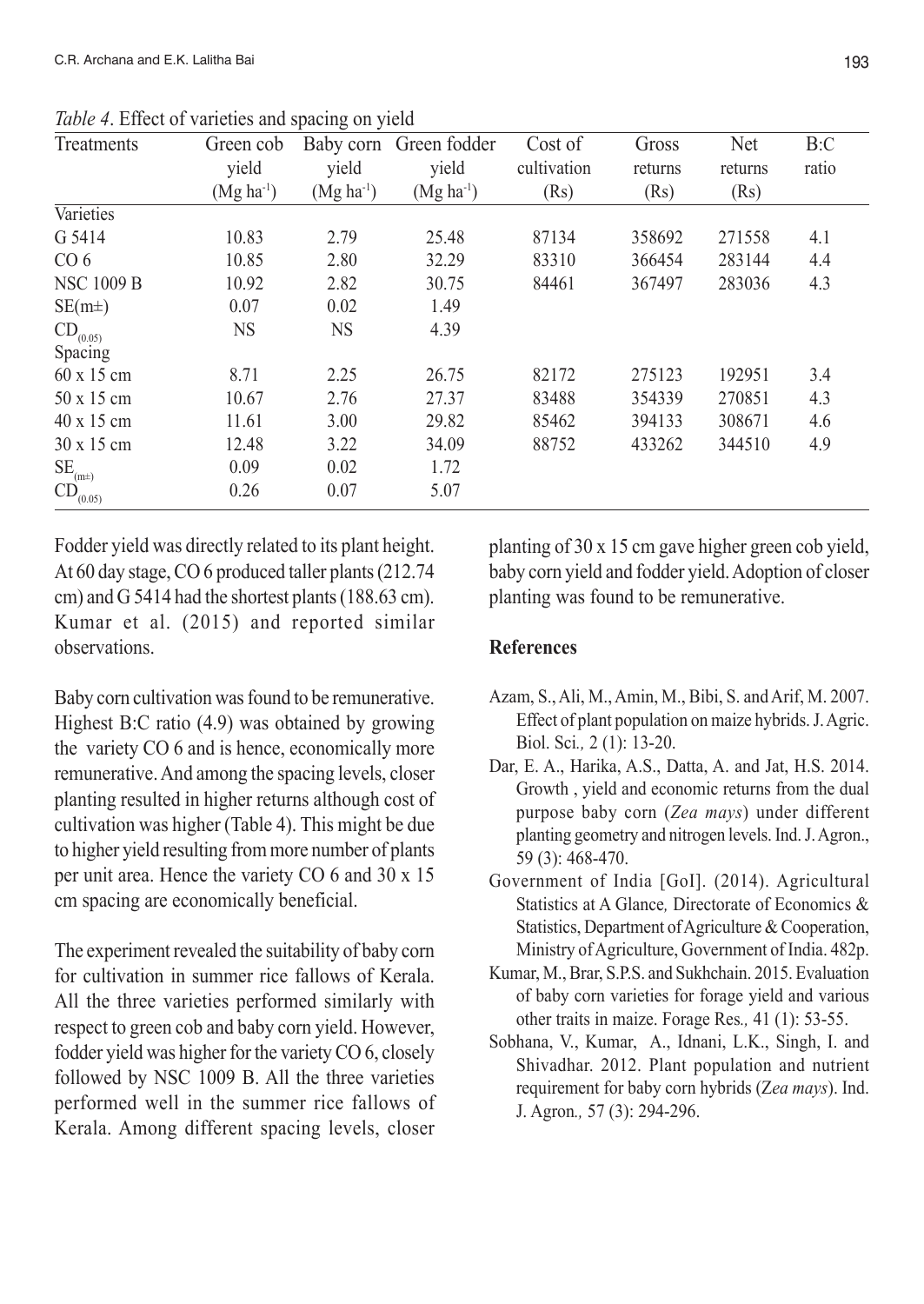*Table 4*. Effect of varieties and spacing on yield

| Treatments | Green cob yield (Mg ha$^{-1}$) | Baby corn yield (Mg ha$^{-1}$) | Green fodder yield (Mg ha$^{-1}$) | Cost of cultivation (Rs) | Gross returns (Rs) | Net returns (Rs) | B:C ratio |
|---|---|---|---|---|---|---|---|
| Varieties | | | | | | | |
| G 5414 | 10.83 | 2.79 | 25.48 | 87134 | 358692 | 271558 | 4.1 |
| CO 6 | 10.85 | 2.80 | 32.29 | 83310 | 366454 | 283144 | 4.4 |
| NSC 1009 B | 10.92 | 2.82 | 30.75 | 84461 | 367497 | 283036 | 4.3 |
| SE(m±) | 0.07 | 0.02 | 1.49 | | | | |
| $CD_{(0.05)}$ | NS | NS | 4.39 | | | | |
| Spacing | | | | | | | |
| 60 x 15 cm | 8.71 | 2.25 | 26.75 | 82172 | 275123 | 192951 | 3.4 |
| 50 x 15 cm | 10.67 | 2.76 | 27.37 | 83488 | 354339 | 270851 | 4.3 |
| 40 x 15 cm | 11.61 | 3.00 | 29.82 | 85462 | 394133 | 308671 | 4.6 |
| 30 x 15 cm | 12.48 | 3.22 | 34.09 | 88752 | 433262 | 344510 | 4.9 |
| $SE_{(m\pm)}$ | 0.09 | 0.02 | 1.72 | | | | |
| $CD_{(0.05)}$ | 0.26 | 0.07 | 5.07 | | | | |

Fodder yield was directly related to its plant height. At 60 day stage, CO 6 produced taller plants (212.74 cm) and G 5414 had the shortest plants (188.63 cm). Kumar et al. (2015) and reported similar observations.

Baby corn cultivation was found to be remunerative. Highest B:C ratio (4.9) was obtained by growing the variety CO 6 and is hence, economically more remunerative. And among the spacing levels, closer planting resulted in higher returns although cost of cultivation was higher (Table 4). This might be due to higher yield resulting from more number of plants per unit area. Hence the variety CO 6 and 30 x 15 cm spacing are economically beneficial.

The experiment revealed the suitability of baby corn for cultivation in summer rice fallows of Kerala. All the three varieties performed similarly with respect to green cob and baby corn yield. However, fodder yield was higher for the variety CO 6, closely followed by NSC 1009 B. All the three varieties performed well in the summer rice fallows of Kerala. Among different spacing levels, closer planting of 30 x 15 cm gave higher green cob yield, baby corn yield and fodder yield. Adoption of closer planting was found to be remunerative.

## References

- Azam, S., Ali, M., Amin, M., Bibi, S. and Arif, M. 2007. Effect of plant population on maize hybrids. J. Agric. Biol. Sci*.,* 2 (1): 13-20.
- Dar, E. A., Harika, A.S., Datta, A. and Jat, H.S. 2014. Growth , yield and economic returns from the dual purpose baby corn (*Zea mays*) under different planting geometry and nitrogen levels. Ind. J. Agron., 59 (3): 468-470.
- Government of India [GoI]. (2014). Agricultural Statistics at A Glance*,* Directorate of Economics & Statistics, Department of Agriculture & Cooperation, Ministry of Agriculture, Government of India. 482p.
- Kumar, M., Brar, S.P.S. and Sukhchain. 2015. Evaluation of baby corn varieties for forage yield and various other traits in maize. Forage Res*.,* 41 (1): 53-55.
- Sobhana, V., Kumar, A., Idnani, L.K., Singh, I. and Shivadhar. 2012. Plant population and nutrient requirement for baby corn hybrids (*Zea mays*). Ind. J. Agron*.,* 57 (3): 294-296.